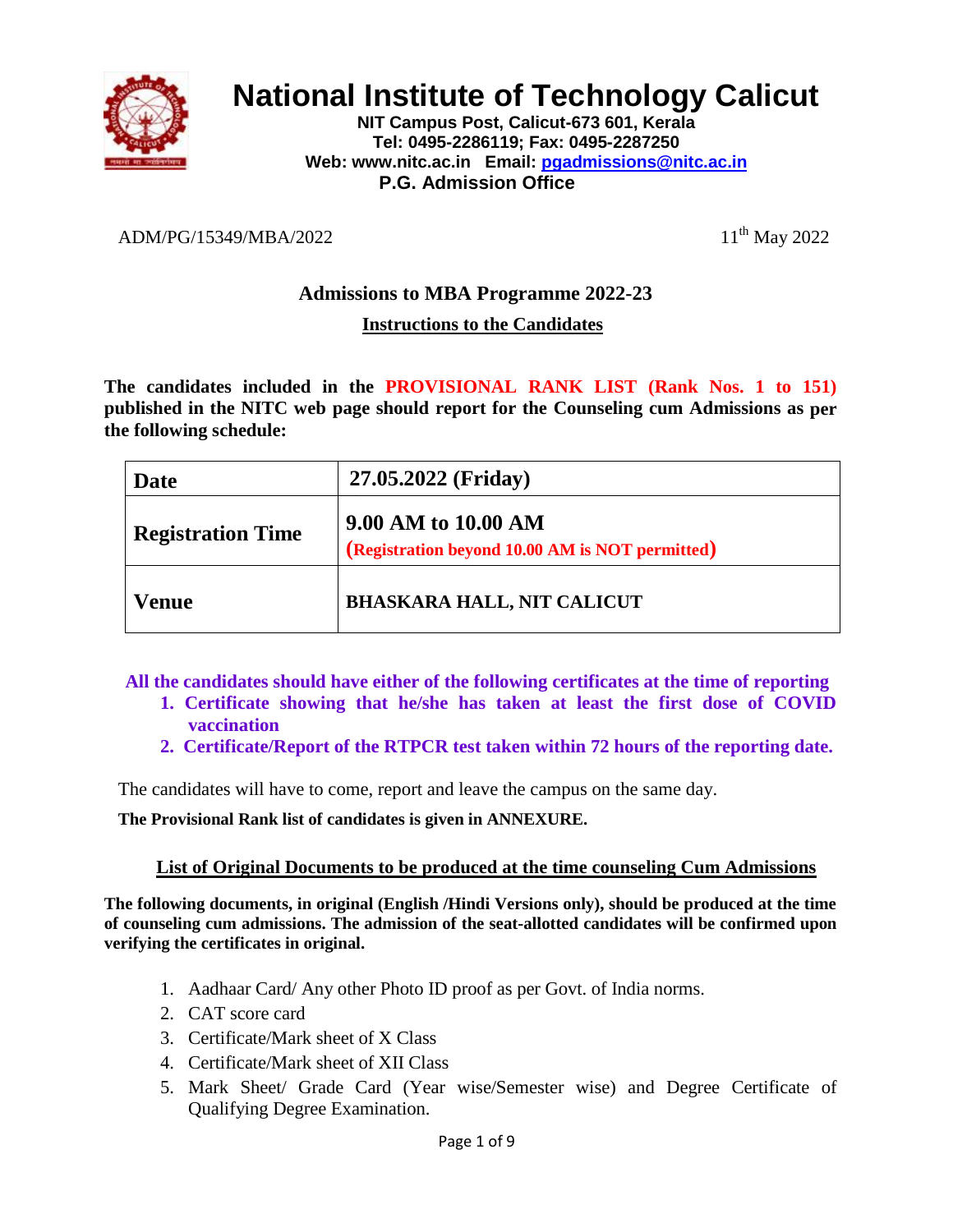# National Institute of Technology Calicut

**NIT Campus Post, Calicut-673 601, Kerala**
**Tel: 0495-2286119; Fax: 0495-2287250**
**Web: www.nitc.ac.in Email: pgadmissions@nitc.ac.in**
**P.G. Admission Office**

ADM/PG/15349/MBA/2022 11th May 2022

## Admissions to MBA Programme 2022-23

### Instructions to the Candidates

**The candidates included in the PROVISIONAL RANK LIST (Rank Nos. 1 to 151) published in the NITC web page should report for the Counseling cum Admissions as per the following schedule:**

| **Date** | **27.05.2022 (Friday)** |
|---|---|
| **Registration Time** | **9.00 AM to 10.00 AM** **(Registration beyond 10.00 AM is NOT permitted)** |
| **Venue** | **BHASKARA HALL, NIT CALICUT** |

**All the candidates should have either of the following certificates at the time of reporting**

1. **Certificate showing that he/she has taken at least the first dose of COVID vaccination**
2. **Certificate/Report of the RTPCR test taken within 72 hours of the reporting date.**

The candidates will have to come, report and leave the campus on the same day.

**The Provisional Rank list of candidates is given in ANNEXURE.**

### List of Original Documents to be produced at the time counseling Cum Admissions

**The following documents, in original (English /Hindi Versions only), should be produced at the time of counseling cum admissions. The admission of the seat-allotted candidates will be confirmed upon verifying the certificates in original.**

1. Aadhaar Card/ Any other Photo ID proof as per Govt. of India norms.
2. CAT score card
3. Certificate/Mark sheet of X Class
4. Certificate/Mark sheet of XII Class
5. Mark Sheet/ Grade Card (Year wise/Semester wise) and Degree Certificate of Qualifying Degree Examination.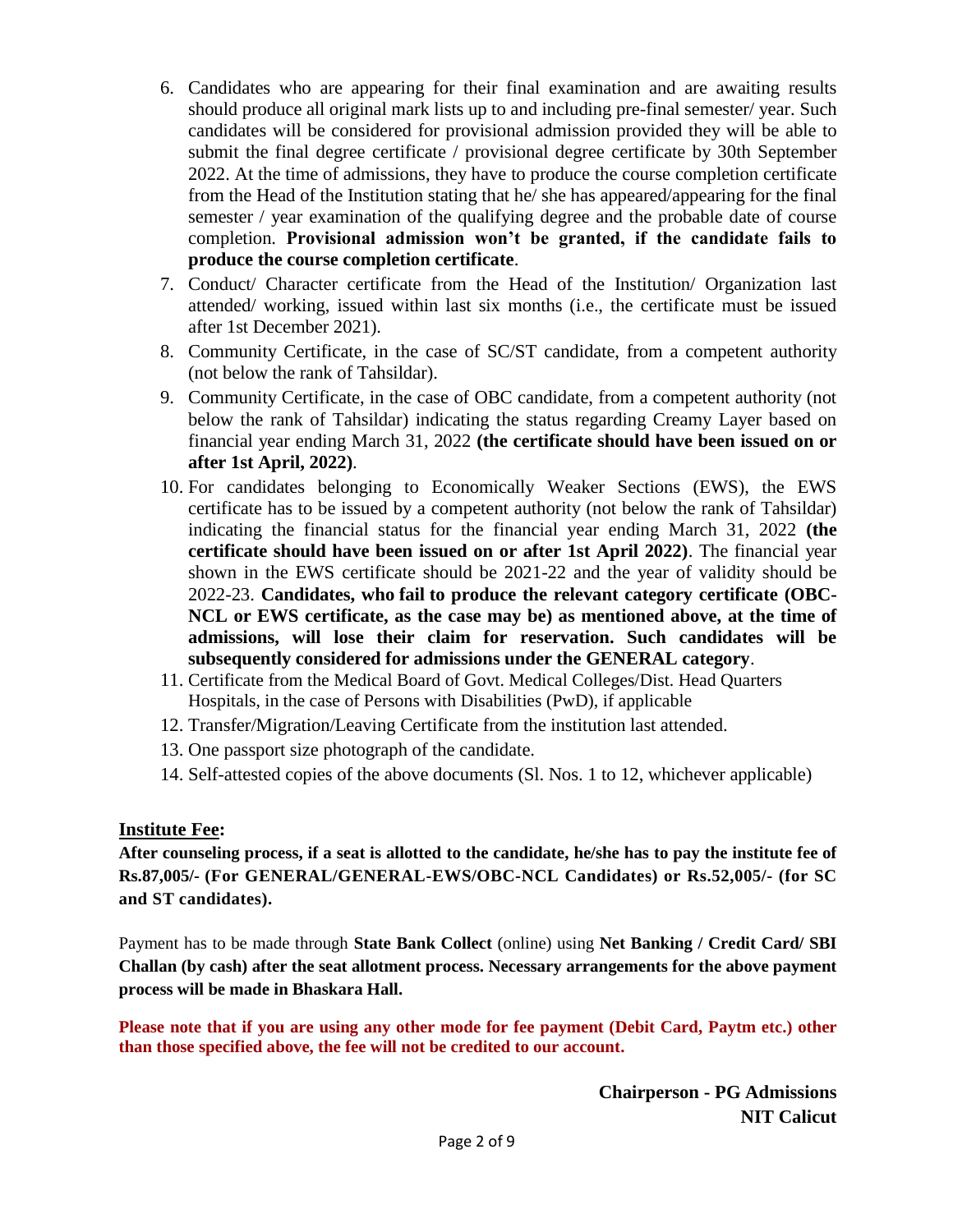6. Candidates who are appearing for their final examination and are awaiting results should produce all original mark lists up to and including pre-final semester/ year. Such candidates will be considered for provisional admission provided they will be able to submit the final degree certificate / provisional degree certificate by 30th September 2022. At the time of admissions, they have to produce the course completion certificate from the Head of the Institution stating that he/ she has appeared/appearing for the final semester / year examination of the qualifying degree and the probable date of course completion. **Provisional admission won't be granted, if the candidate fails to produce the course completion certificate**.
7. Conduct/ Character certificate from the Head of the Institution/ Organization last attended/ working, issued within last six months (i.e., the certificate must be issued after 1st December 2021).
8. Community Certificate, in the case of SC/ST candidate, from a competent authority (not below the rank of Tahsildar).
9. Community Certificate, in the case of OBC candidate, from a competent authority (not below the rank of Tahsildar) indicating the status regarding Creamy Layer based on financial year ending March 31, 2022 **(the certificate should have been issued on or after 1st April, 2022)**.
10. For candidates belonging to Economically Weaker Sections (EWS), the EWS certificate has to be issued by a competent authority (not below the rank of Tahsildar) indicating the financial status for the financial year ending March 31, 2022 **(the certificate should have been issued on or after 1st April 2022)**. The financial year shown in the EWS certificate should be 2021-22 and the year of validity should be 2022-23. **Candidates, who fail to produce the relevant category certificate (OBC-NCL or EWS certificate, as the case may be) as mentioned above, at the time of admissions, will lose their claim for reservation. Such candidates will be subsequently considered for admissions under the GENERAL category**.
11. Certificate from the Medical Board of Govt. Medical Colleges/Dist. Head Quarters Hospitals, in the case of Persons with Disabilities (PwD), if applicable
12. Transfer/Migration/Leaving Certificate from the institution last attended.
13. One passport size photograph of the candidate.
14. Self-attested copies of the above documents (Sl. Nos. 1 to 12, whichever applicable)

## Institute Fee:

**After counseling process, if a seat is allotted to the candidate, he/she has to pay the institute fee of Rs.87,005/- (For GENERAL/GENERAL-EWS/OBC-NCL Candidates) or Rs.52,005/- (for SC and ST candidates).**

Payment has to be made through **State Bank Collect** (online) using **Net Banking / Credit Card/ SBI Challan (by cash) after the seat allotment process. Necessary arrangements for the above payment process will be made in Bhaskara Hall.**

**Please note that if you are using any other mode for fee payment (Debit Card, Paytm etc.) other than those specified above, the fee will not be credited to our account.**

**Chairperson - PG Admissions**
**NIT Calicut**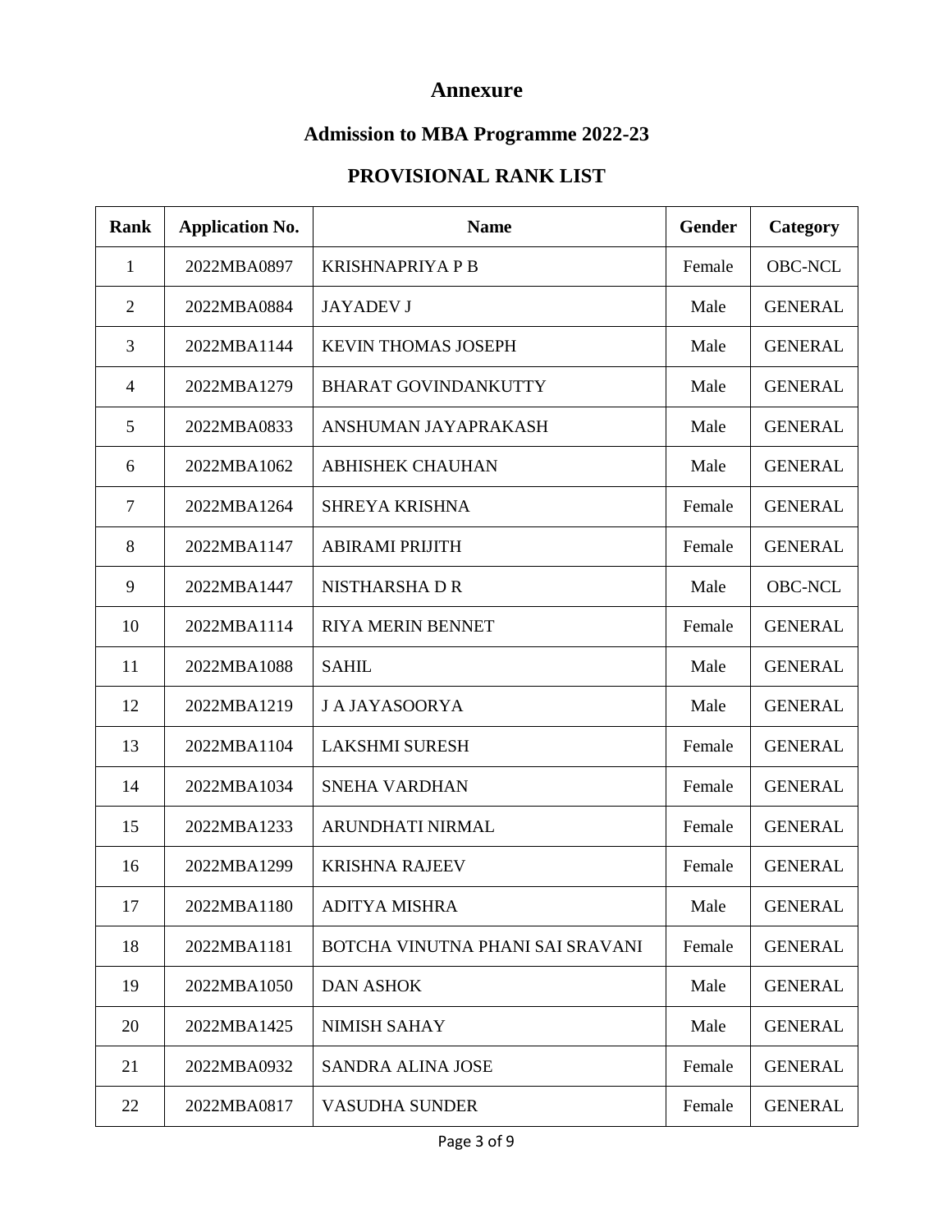# Annexure

## Admission to MBA Programme 2022-23

## PROVISIONAL RANK LIST

| Rank | Application No. | Name | Gender | Category |
|---|---|---|---|---|
| 1 | 2022MBA0897 | KRISHNAPRIYA P B | Female | OBC-NCL |
| 2 | 2022MBA0884 | JAYADEV J | Male | GENERAL |
| 3 | 2022MBA1144 | KEVIN THOMAS JOSEPH | Male | GENERAL |
| 4 | 2022MBA1279 | BHARAT GOVINDANKUTTY | Male | GENERAL |
| 5 | 2022MBA0833 | ANSHUMAN JAYAPRAKASH | Male | GENERAL |
| 6 | 2022MBA1062 | ABHISHEK CHAUHAN | Male | GENERAL |
| 7 | 2022MBA1264 | SHREYA KRISHNA | Female | GENERAL |
| 8 | 2022MBA1147 | ABIRAMI PRIJITH | Female | GENERAL |
| 9 | 2022MBA1447 | NISTHARSHA D R | Male | OBC-NCL |
| 10 | 2022MBA1114 | RIYA MERIN BENNET | Female | GENERAL |
| 11 | 2022MBA1088 | SAHIL | Male | GENERAL |
| 12 | 2022MBA1219 | J A JAYASOORYA | Male | GENERAL |
| 13 | 2022MBA1104 | LAKSHMI SURESH | Female | GENERAL |
| 14 | 2022MBA1034 | SNEHA VARDHAN | Female | GENERAL |
| 15 | 2022MBA1233 | ARUNDHATI NIRMAL | Female | GENERAL |
| 16 | 2022MBA1299 | KRISHNA RAJEEV | Female | GENERAL |
| 17 | 2022MBA1180 | ADITYA MISHRA | Male | GENERAL |
| 18 | 2022MBA1181 | BOTCHA VINUTNA PHANI SAI SRAVANI | Female | GENERAL |
| 19 | 2022MBA1050 | DAN ASHOK | Male | GENERAL |
| 20 | 2022MBA1425 | NIMISH SAHAY | Male | GENERAL |
| 21 | 2022MBA0932 | SANDRA ALINA JOSE | Female | GENERAL |
| 22 | 2022MBA0817 | VASUDHA SUNDER | Female | GENERAL |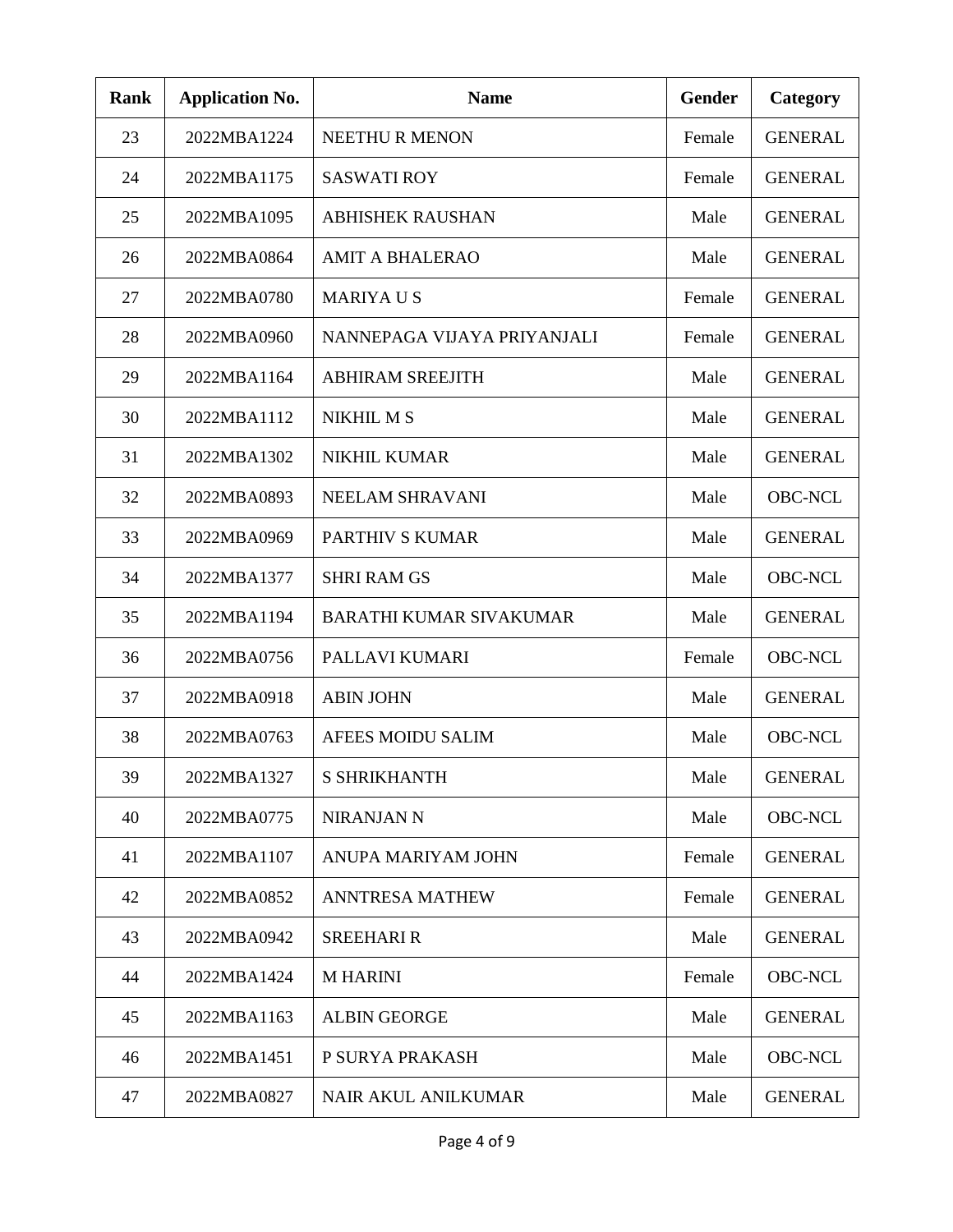| Rank | Application No. | Name | Gender | Category |
|---|---|---|---|---|
| 23 | 2022MBA1224 | NEETHU R MENON | Female | GENERAL |
| 24 | 2022MBA1175 | SASWATI ROY | Female | GENERAL |
| 25 | 2022MBA1095 | ABHISHEK RAUSHAN | Male | GENERAL |
| 26 | 2022MBA0864 | AMIT A BHALERAO | Male | GENERAL |
| 27 | 2022MBA0780 | MARIYA U S | Female | GENERAL |
| 28 | 2022MBA0960 | NANNEPAGA VIJAYA PRIYANJALI | Female | GENERAL |
| 29 | 2022MBA1164 | ABHIRAM SREEJITH | Male | GENERAL |
| 30 | 2022MBA1112 | NIKHIL M S | Male | GENERAL |
| 31 | 2022MBA1302 | NIKHIL KUMAR | Male | GENERAL |
| 32 | 2022MBA0893 | NEELAM SHRAVANI | Male | OBC-NCL |
| 33 | 2022MBA0969 | PARTHIV S KUMAR | Male | GENERAL |
| 34 | 2022MBA1377 | SHRI RAM GS | Male | OBC-NCL |
| 35 | 2022MBA1194 | BARATHI KUMAR SIVAKUMAR | Male | GENERAL |
| 36 | 2022MBA0756 | PALLAVI KUMARI | Female | OBC-NCL |
| 37 | 2022MBA0918 | ABIN JOHN | Male | GENERAL |
| 38 | 2022MBA0763 | AFEES MOIDU SALIM | Male | OBC-NCL |
| 39 | 2022MBA1327 | S SHRIKHANTH | Male | GENERAL |
| 40 | 2022MBA0775 | NIRANJAN N | Male | OBC-NCL |
| 41 | 2022MBA1107 | ANUPA MARIYAM JOHN | Female | GENERAL |
| 42 | 2022MBA0852 | ANNTRESA MATHEW | Female | GENERAL |
| 43 | 2022MBA0942 | SREEHARI R | Male | GENERAL |
| 44 | 2022MBA1424 | M HARINI | Female | OBC-NCL |
| 45 | 2022MBA1163 | ALBIN GEORGE | Male | GENERAL |
| 46 | 2022MBA1451 | P SURYA PRAKASH | Male | OBC-NCL |
| 47 | 2022MBA0827 | NAIR AKUL ANILKUMAR | Male | GENERAL |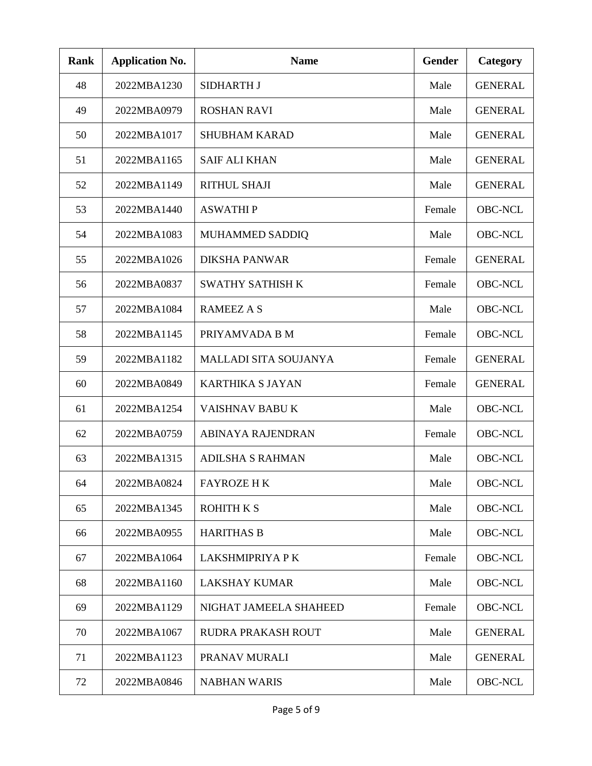| Rank | Application No. | Name | Gender | Category |
|---|---|---|---|---|
| 48 | 2022MBA1230 | SIDHARTH J | Male | GENERAL |
| 49 | 2022MBA0979 | ROSHAN RAVI | Male | GENERAL |
| 50 | 2022MBA1017 | SHUBHAM KARAD | Male | GENERAL |
| 51 | 2022MBA1165 | SAIF ALI KHAN | Male | GENERAL |
| 52 | 2022MBA1149 | RITHUL SHAJI | Male | GENERAL |
| 53 | 2022MBA1440 | ASWATHI P | Female | OBC-NCL |
| 54 | 2022MBA1083 | MUHAMMED SADDIQ | Male | OBC-NCL |
| 55 | 2022MBA1026 | DIKSHA PANWAR | Female | GENERAL |
| 56 | 2022MBA0837 | SWATHY SATHISH K | Female | OBC-NCL |
| 57 | 2022MBA1084 | RAMEEZ A S | Male | OBC-NCL |
| 58 | 2022MBA1145 | PRIYAMVADA B M | Female | OBC-NCL |
| 59 | 2022MBA1182 | MALLADI SITA SOUJANYA | Female | GENERAL |
| 60 | 2022MBA0849 | KARTHIKA S JAYAN | Female | GENERAL |
| 61 | 2022MBA1254 | VAISHNAV BABU K | Male | OBC-NCL |
| 62 | 2022MBA0759 | ABINAYA RAJENDRAN | Female | OBC-NCL |
| 63 | 2022MBA1315 | ADILSHA S RAHMAN | Male | OBC-NCL |
| 64 | 2022MBA0824 | FAYROZE H K | Male | OBC-NCL |
| 65 | 2022MBA1345 | ROHITH K S | Male | OBC-NCL |
| 66 | 2022MBA0955 | HARITHAS B | Male | OBC-NCL |
| 67 | 2022MBA1064 | LAKSHMIPRIYA P K | Female | OBC-NCL |
| 68 | 2022MBA1160 | LAKSHAY KUMAR | Male | OBC-NCL |
| 69 | 2022MBA1129 | NIGHAT JAMEELA SHAHEED | Female | OBC-NCL |
| 70 | 2022MBA1067 | RUDRA PRAKASH ROUT | Male | GENERAL |
| 71 | 2022MBA1123 | PRANAV MURALI | Male | GENERAL |
| 72 | 2022MBA0846 | NABHAN WARIS | Male | OBC-NCL |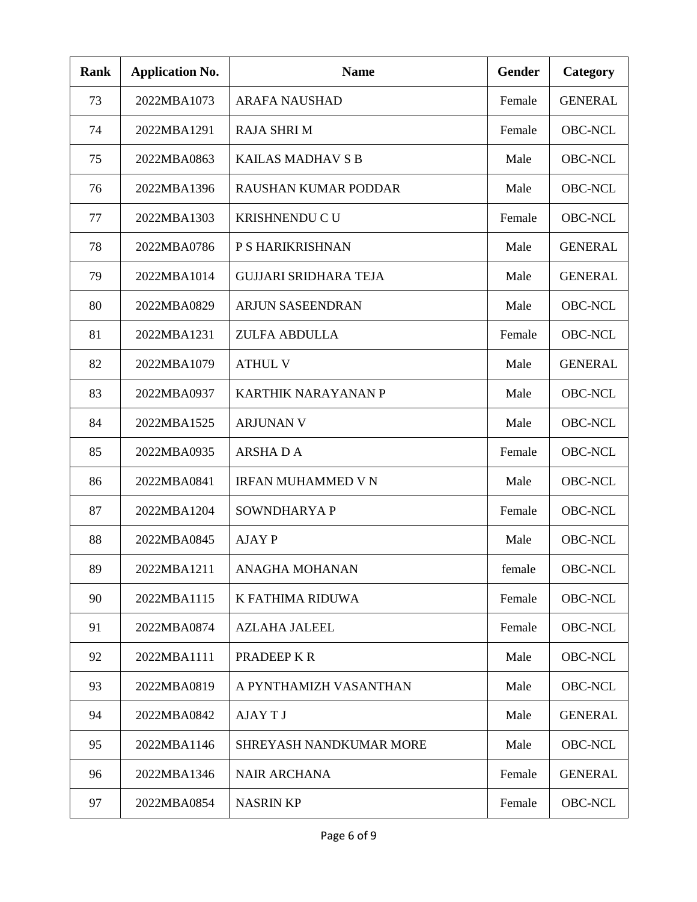| Rank | Application No. | Name | Gender | Category |
|---|---|---|---|---|
| 73 | 2022MBA1073 | ARAFA NAUSHAD | Female | GENERAL |
| 74 | 2022MBA1291 | RAJA SHRI M | Female | OBC-NCL |
| 75 | 2022MBA0863 | KAILAS MADHAV S B | Male | OBC-NCL |
| 76 | 2022MBA1396 | RAUSHAN KUMAR PODDAR | Male | OBC-NCL |
| 77 | 2022MBA1303 | KRISHNENDU C U | Female | OBC-NCL |
| 78 | 2022MBA0786 | P S HARIKRISHNAN | Male | GENERAL |
| 79 | 2022MBA1014 | GUJJARI SRIDHARA TEJA | Male | GENERAL |
| 80 | 2022MBA0829 | ARJUN SASEENDRAN | Male | OBC-NCL |
| 81 | 2022MBA1231 | ZULFA ABDULLA | Female | OBC-NCL |
| 82 | 2022MBA1079 | ATHUL V | Male | GENERAL |
| 83 | 2022MBA0937 | KARTHIK NARAYANAN P | Male | OBC-NCL |
| 84 | 2022MBA1525 | ARJUNAN V | Male | OBC-NCL |
| 85 | 2022MBA0935 | ARSHA D A | Female | OBC-NCL |
| 86 | 2022MBA0841 | IRFAN MUHAMMED V N | Male | OBC-NCL |
| 87 | 2022MBA1204 | SOWNDHARYA P | Female | OBC-NCL |
| 88 | 2022MBA0845 | AJAY P | Male | OBC-NCL |
| 89 | 2022MBA1211 | ANAGHA MOHANAN | female | OBC-NCL |
| 90 | 2022MBA1115 | K FATHIMA RIDUWA | Female | OBC-NCL |
| 91 | 2022MBA0874 | AZLAHA JALEEL | Female | OBC-NCL |
| 92 | 2022MBA1111 | PRADEEP K R | Male | OBC-NCL |
| 93 | 2022MBA0819 | A PYNTHAMIZH VASANTHAN | Male | OBC-NCL |
| 94 | 2022MBA0842 | AJAY T J | Male | GENERAL |
| 95 | 2022MBA1146 | SHREYASH NANDKUMAR MORE | Male | OBC-NCL |
| 96 | 2022MBA1346 | NAIR ARCHANA | Female | GENERAL |
| 97 | 2022MBA0854 | NASRIN KP | Female | OBC-NCL |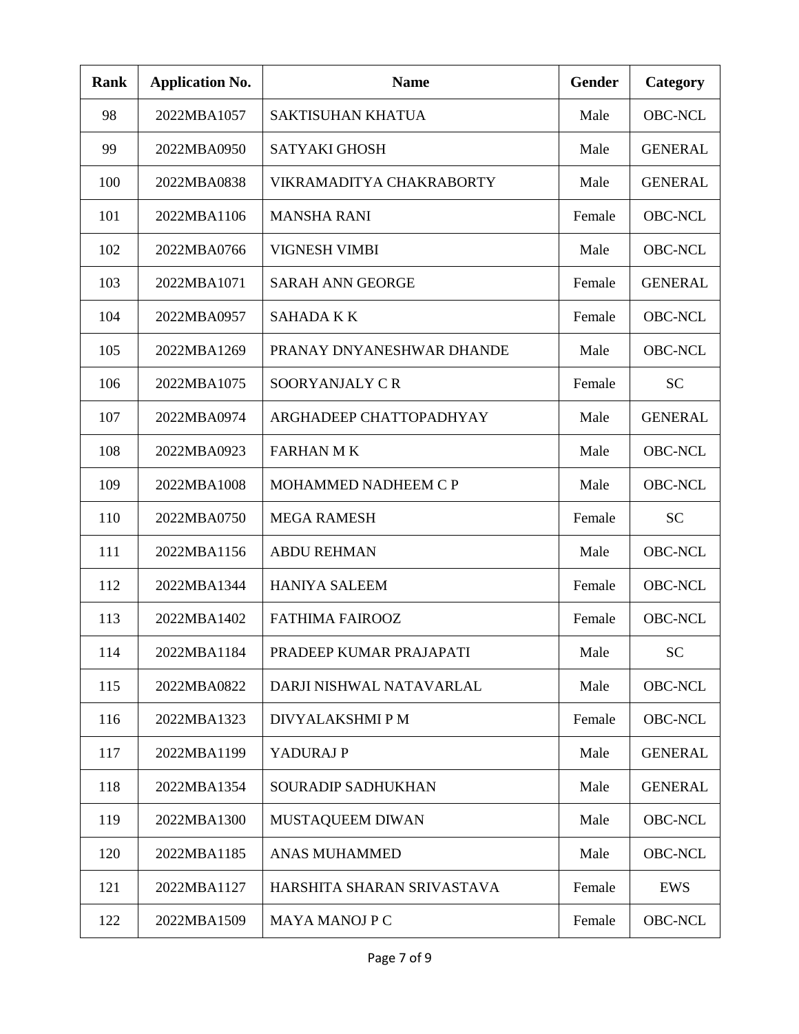| Rank | Application No. | Name | Gender | Category |
|---|---|---|---|---|
| 98 | 2022MBA1057 | SAKTISUHAN KHATUA | Male | OBC-NCL |
| 99 | 2022MBA0950 | SATYAKI GHOSH | Male | GENERAL |
| 100 | 2022MBA0838 | VIKRAMADITYA CHAKRABORTY | Male | GENERAL |
| 101 | 2022MBA1106 | MANSHA RANI | Female | OBC-NCL |
| 102 | 2022MBA0766 | VIGNESH VIMBI | Male | OBC-NCL |
| 103 | 2022MBA1071 | SARAH ANN GEORGE | Female | GENERAL |
| 104 | 2022MBA0957 | SAHADA K K | Female | OBC-NCL |
| 105 | 2022MBA1269 | PRANAY DNYANESHWAR DHANDE | Male | OBC-NCL |
| 106 | 2022MBA1075 | SOORYANJALY C R | Female | SC |
| 107 | 2022MBA0974 | ARGHADEEP CHATTOPADHYAY | Male | GENERAL |
| 108 | 2022MBA0923 | FARHAN M K | Male | OBC-NCL |
| 109 | 2022MBA1008 | MOHAMMED NADHEEM C P | Male | OBC-NCL |
| 110 | 2022MBA0750 | MEGA RAMESH | Female | SC |
| 111 | 2022MBA1156 | ABDU REHMAN | Male | OBC-NCL |
| 112 | 2022MBA1344 | HANIYA SALEEM | Female | OBC-NCL |
| 113 | 2022MBA1402 | FATHIMA FAIROOZ | Female | OBC-NCL |
| 114 | 2022MBA1184 | PRADEEP KUMAR PRAJAPATI | Male | SC |
| 115 | 2022MBA0822 | DARJI NISHWAL NATAVARLAL | Male | OBC-NCL |
| 116 | 2022MBA1323 | DIVYALAKSHMI P M | Female | OBC-NCL |
| 117 | 2022MBA1199 | YADURAJ P | Male | GENERAL |
| 118 | 2022MBA1354 | SOURADIP SADHUKHAN | Male | GENERAL |
| 119 | 2022MBA1300 | MUSTAQUEEM DIWAN | Male | OBC-NCL |
| 120 | 2022MBA1185 | ANAS MUHAMMED | Male | OBC-NCL |
| 121 | 2022MBA1127 | HARSHITA SHARAN SRIVASTAVA | Female | EWS |
| 122 | 2022MBA1509 | MAYA MANOJ P C | Female | OBC-NCL |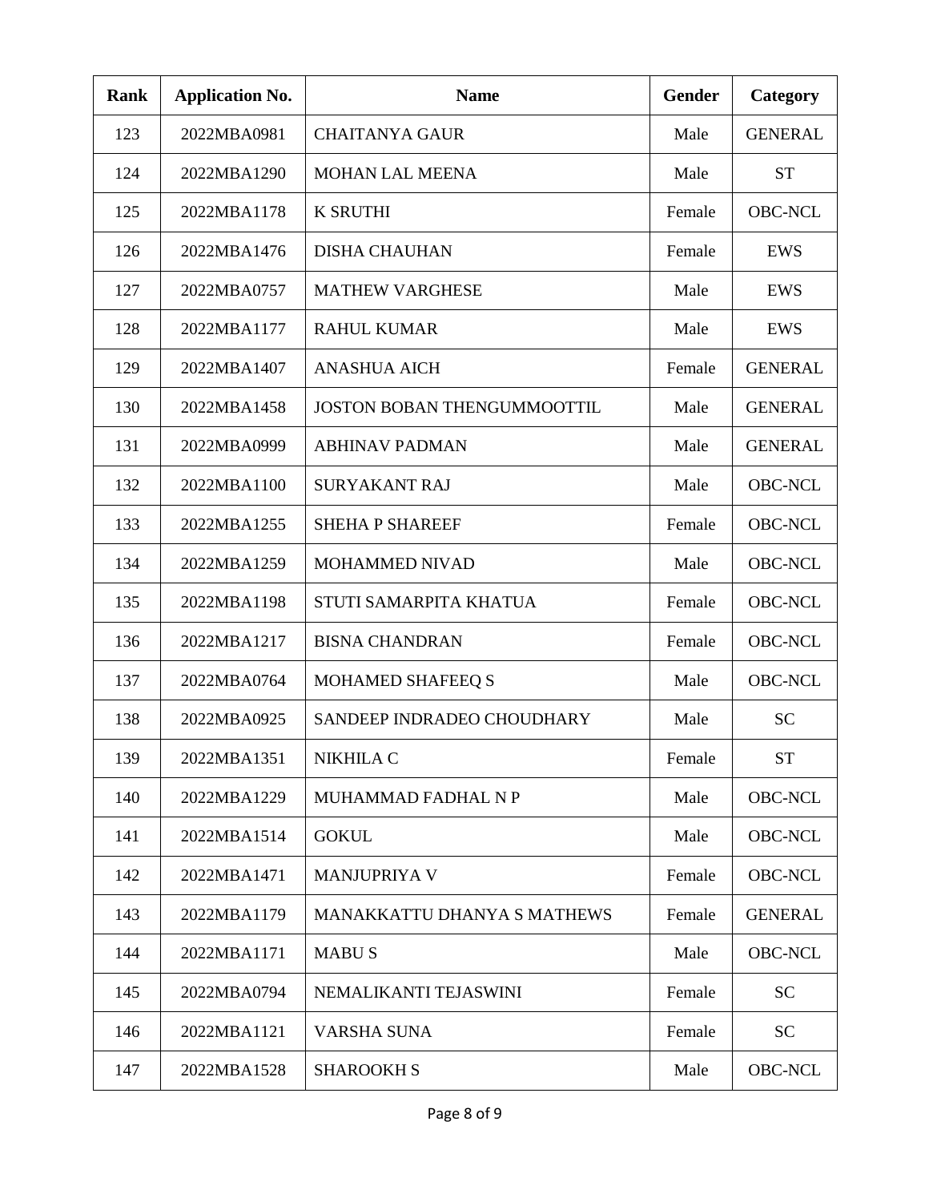| Rank | Application No. | Name | Gender | Category |
|---|---|---|---|---|
| 123 | 2022MBA0981 | CHAITANYA GAUR | Male | GENERAL |
| 124 | 2022MBA1290 | MOHAN LAL MEENA | Male | ST |
| 125 | 2022MBA1178 | K SRUTHI | Female | OBC-NCL |
| 126 | 2022MBA1476 | DISHA CHAUHAN | Female | EWS |
| 127 | 2022MBA0757 | MATHEW VARGHESE | Male | EWS |
| 128 | 2022MBA1177 | RAHUL KUMAR | Male | EWS |
| 129 | 2022MBA1407 | ANASHUA AICH | Female | GENERAL |
| 130 | 2022MBA1458 | JOSTON BOBAN THENGUMMOOTTIL | Male | GENERAL |
| 131 | 2022MBA0999 | ABHINAV PADMAN | Male | GENERAL |
| 132 | 2022MBA1100 | SURYAKANT RAJ | Male | OBC-NCL |
| 133 | 2022MBA1255 | SHEHA P SHAREEF | Female | OBC-NCL |
| 134 | 2022MBA1259 | MOHAMMED NIVAD | Male | OBC-NCL |
| 135 | 2022MBA1198 | STUTI SAMARPITA KHATUA | Female | OBC-NCL |
| 136 | 2022MBA1217 | BISNA CHANDRAN | Female | OBC-NCL |
| 137 | 2022MBA0764 | MOHAMED SHAFEEQ S | Male | OBC-NCL |
| 138 | 2022MBA0925 | SANDEEP INDRADEO CHOUDHARY | Male | SC |
| 139 | 2022MBA1351 | NIKHILA C | Female | ST |
| 140 | 2022MBA1229 | MUHAMMAD FADHAL N P | Male | OBC-NCL |
| 141 | 2022MBA1514 | GOKUL | Male | OBC-NCL |
| 142 | 2022MBA1471 | MANJUPRIYA V | Female | OBC-NCL |
| 143 | 2022MBA1179 | MANAKKATTU DHANYA S MATHEWS | Female | GENERAL |
| 144 | 2022MBA1171 | MABU S | Male | OBC-NCL |
| 145 | 2022MBA0794 | NEMALIKANTI TEJASWINI | Female | SC |
| 146 | 2022MBA1121 | VARSHA SUNA | Female | SC |
| 147 | 2022MBA1528 | SHAROOKH S | Male | OBC-NCL |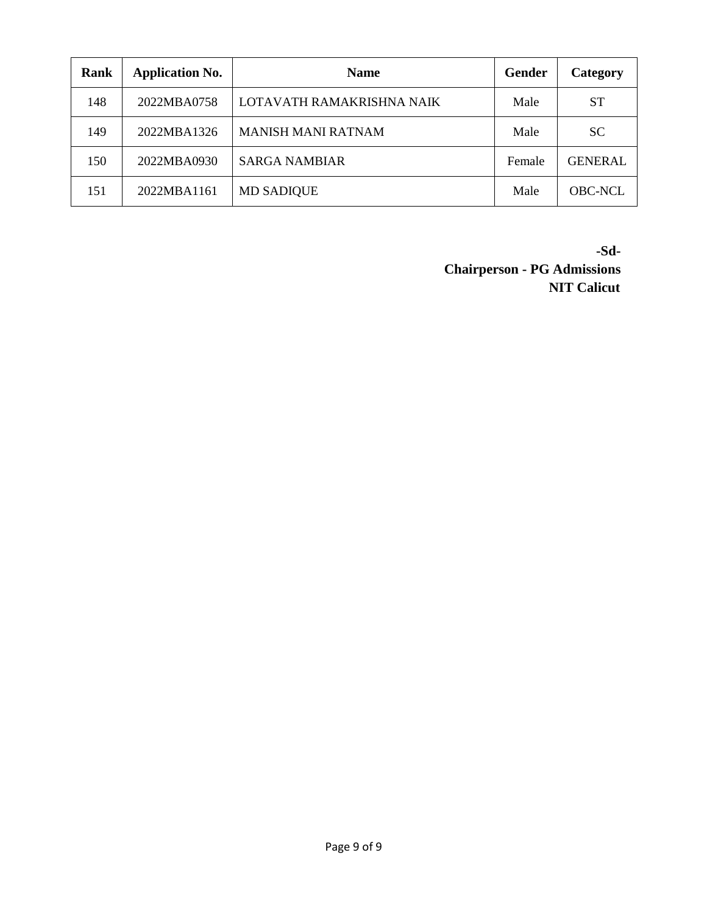| Rank | Application No. | Name | Gender | Category |
| --- | --- | --- | --- | --- |
| 148 | 2022MBA0758 | LOTAVATH RAMAKRISHNA NAIK | Male | ST |
| 149 | 2022MBA1326 | MANISH MANI RATNAM | Male | SC |
| 150 | 2022MBA0930 | SARGA NAMBIAR | Female | GENERAL |
| 151 | 2022MBA1161 | MD SADIQUE | Male | OBC-NCL |

**-Sd-**
**Chairperson - PG Admissions**
**NIT Calicut**